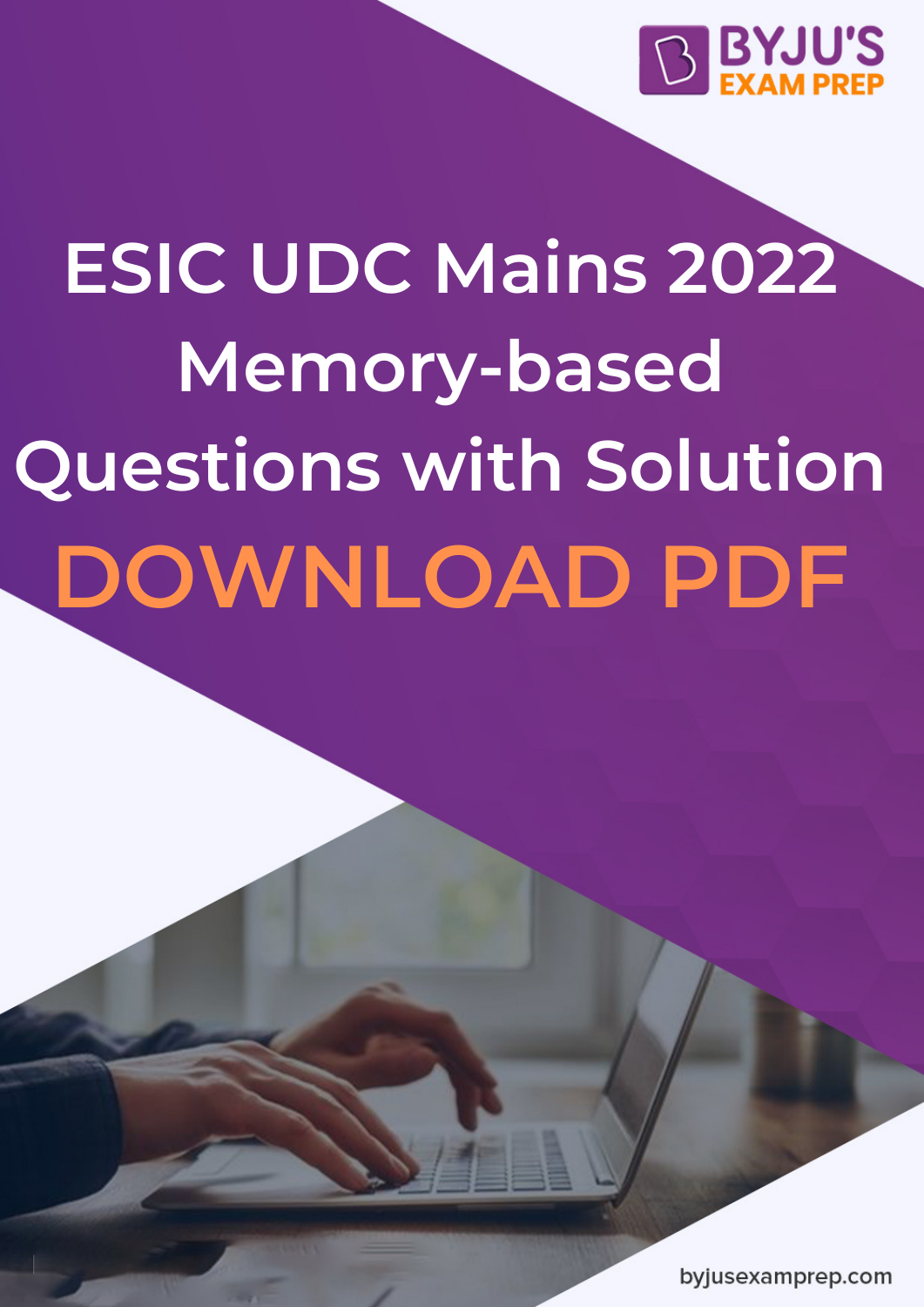BYJU'S EXAM PREP

# ESIC UDC Mains 2022 Memory-based Questions with Solution

## DOWNLOAD PDF

byjusexamprep.com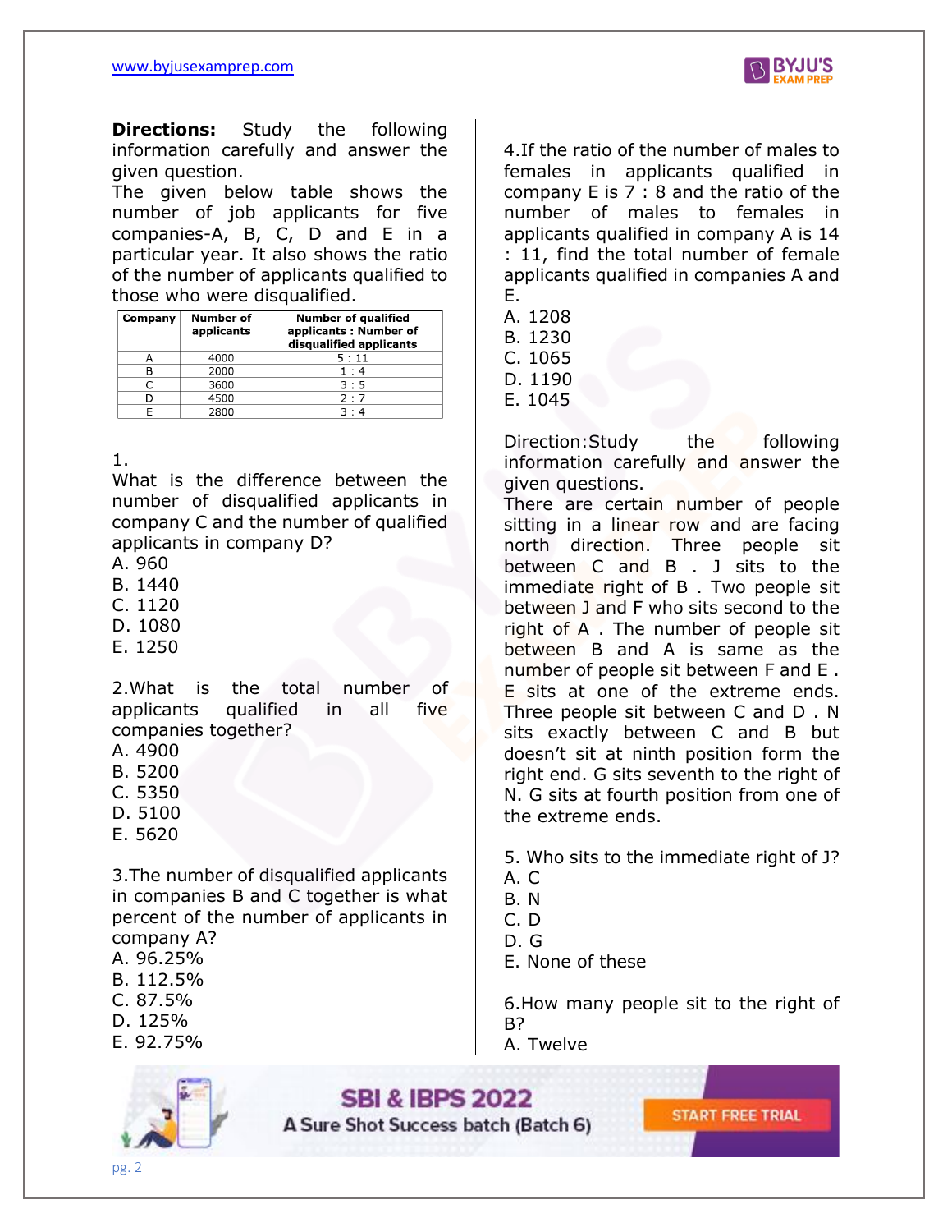**Directions:** Study the following information carefully and answer the given question.
The given below table shows the number of job applicants for five companies-A, B, C, D and E in a particular year. It also shows the ratio of the number of applicants qualified to those who were disqualified.

| Company | Number of applicants | Number of qualified applicants : Number of disqualified applicants |
|---|---|---|
| A | 4000 | 5 : 11 |
| B | 2000 | 1 : 4 |
| C | 3600 | 3 : 5 |
| D | 4500 | 2 : 7 |
| E | 2800 | 3 : 4 |

1.
What is the difference between the number of disqualified applicants in company C and the number of qualified applicants in company D?
A. 960
B. 1440
C. 1120
D. 1080
E. 1250

2.What is the total number of applicants qualified in all five companies together?
A. 4900
B. 5200
C. 5350
D. 5100
E. 5620

3.The number of disqualified applicants in companies B and C together is what percent of the number of applicants in company A?
A. 96.25%
B. 112.5%
C. 87.5%
D. 125%
E. 92.75%

4.If the ratio of the number of males to females in applicants qualified in company E is 7 : 8 and the ratio of the number of males to females in applicants qualified in company A is 14 : 11, find the total number of female applicants qualified in companies A and E.
A. 1208
B. 1230
C. 1065
D. 1190
E. 1045

Direction:Study the following information carefully and answer the given questions.
There are certain number of people sitting in a linear row and are facing north direction. Three people sit between C and B . J sits to the immediate right of B . Two people sit between J and F who sits second to the right of A . The number of people sit between B and A is same as the number of people sit between F and E . E sits at one of the extreme ends. Three people sit between C and D . N sits exactly between C and B but doesn't sit at ninth position form the right end. G sits seventh to the right of N. G sits at fourth position from one of the extreme ends.

5. Who sits to the immediate right of J?
A. C
B. N
C. D
D. G
E. None of these

6.How many people sit to the right of B?
A. Twelve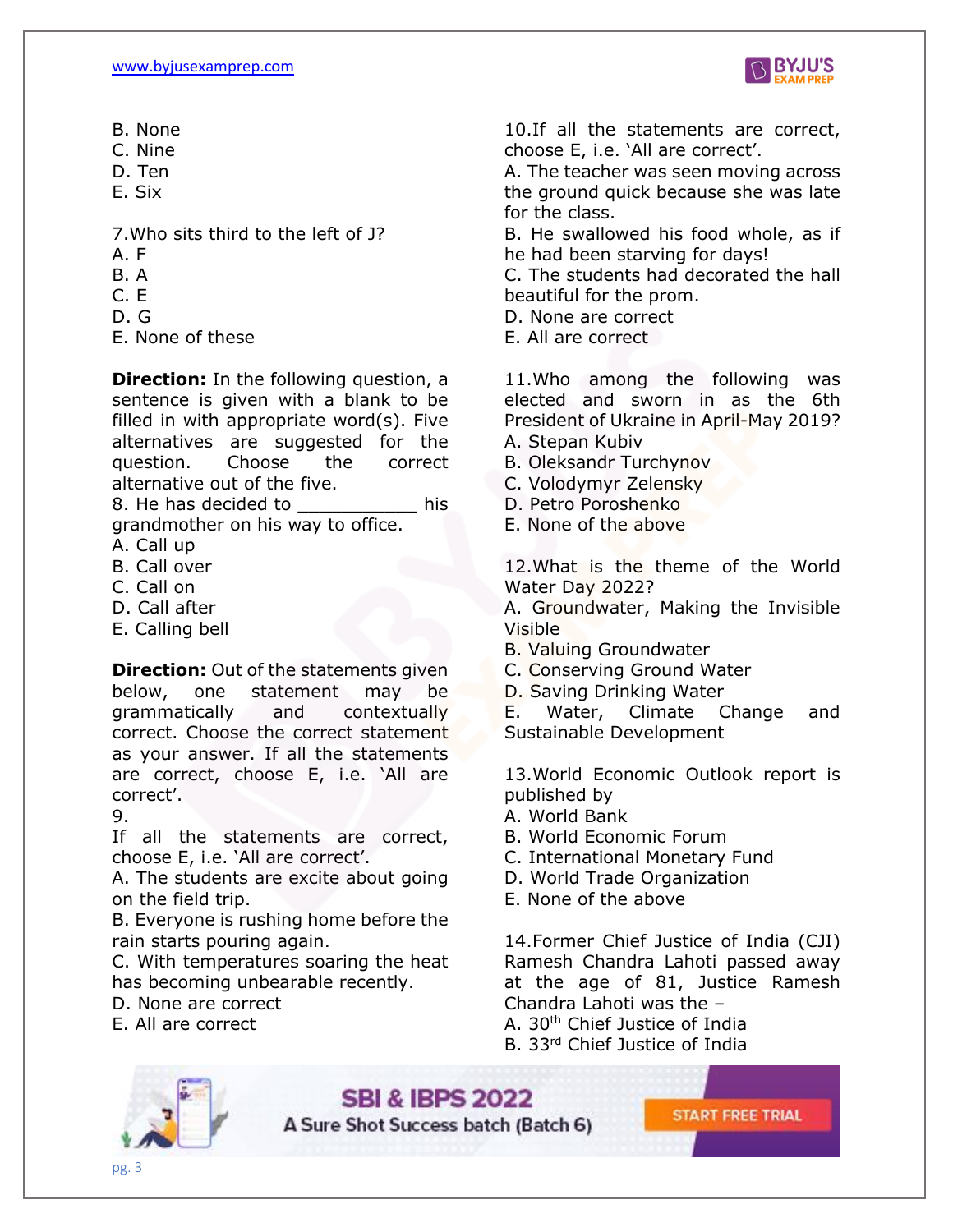B. None
C. Nine
D. Ten
E. Six

7.Who sits third to the left of J?
A. F
B. A
C. E
D. G
E. None of these

**Direction:** In the following question, a sentence is given with a blank to be filled in with appropriate word(s). Five alternatives are suggested for the question. Choose the correct alternative out of the five.

8. He has decided to ___________ his grandmother on his way to office.
A. Call up
B. Call over
C. Call on
D. Call after
E. Calling bell

**Direction:** Out of the statements given below, one statement may be grammatically and contextually correct. Choose the correct statement as your answer. If all the statements are correct, choose E, i.e. 'All are correct'.

9.
If all the statements are correct, choose E, i.e. 'All are correct'.
A. The students are excite about going on the field trip.
B. Everyone is rushing home before the rain starts pouring again.
C. With temperatures soaring the heat has becoming unbearable recently.
D. None are correct
E. All are correct

10.If all the statements are correct, choose E, i.e. 'All are correct'.
A. The teacher was seen moving across the ground quick because she was late for the class.
B. He swallowed his food whole, as if he had been starving for days!
C. The students had decorated the hall beautiful for the prom.
D. None are correct
E. All are correct

11.Who among the following was elected and sworn in as the 6th President of Ukraine in April-May 2019?
A. Stepan Kubiv
B. Oleksandr Turchynov
C. Volodymyr Zelensky
D. Petro Poroshenko
E. None of the above

12.What is the theme of the World Water Day 2022?
A. Groundwater, Making the Invisible Visible
B. Valuing Groundwater
C. Conserving Ground Water
D. Saving Drinking Water
E. Water, Climate Change and Sustainable Development

13.World Economic Outlook report is published by
A. World Bank
B. World Economic Forum
C. International Monetary Fund
D. World Trade Organization
E. None of the above

14.Former Chief Justice of India (CJI) Ramesh Chandra Lahoti passed away at the age of 81, Justice Ramesh Chandra Lahoti was the –
A. 30th Chief Justice of India
B. 33rd Chief Justice of India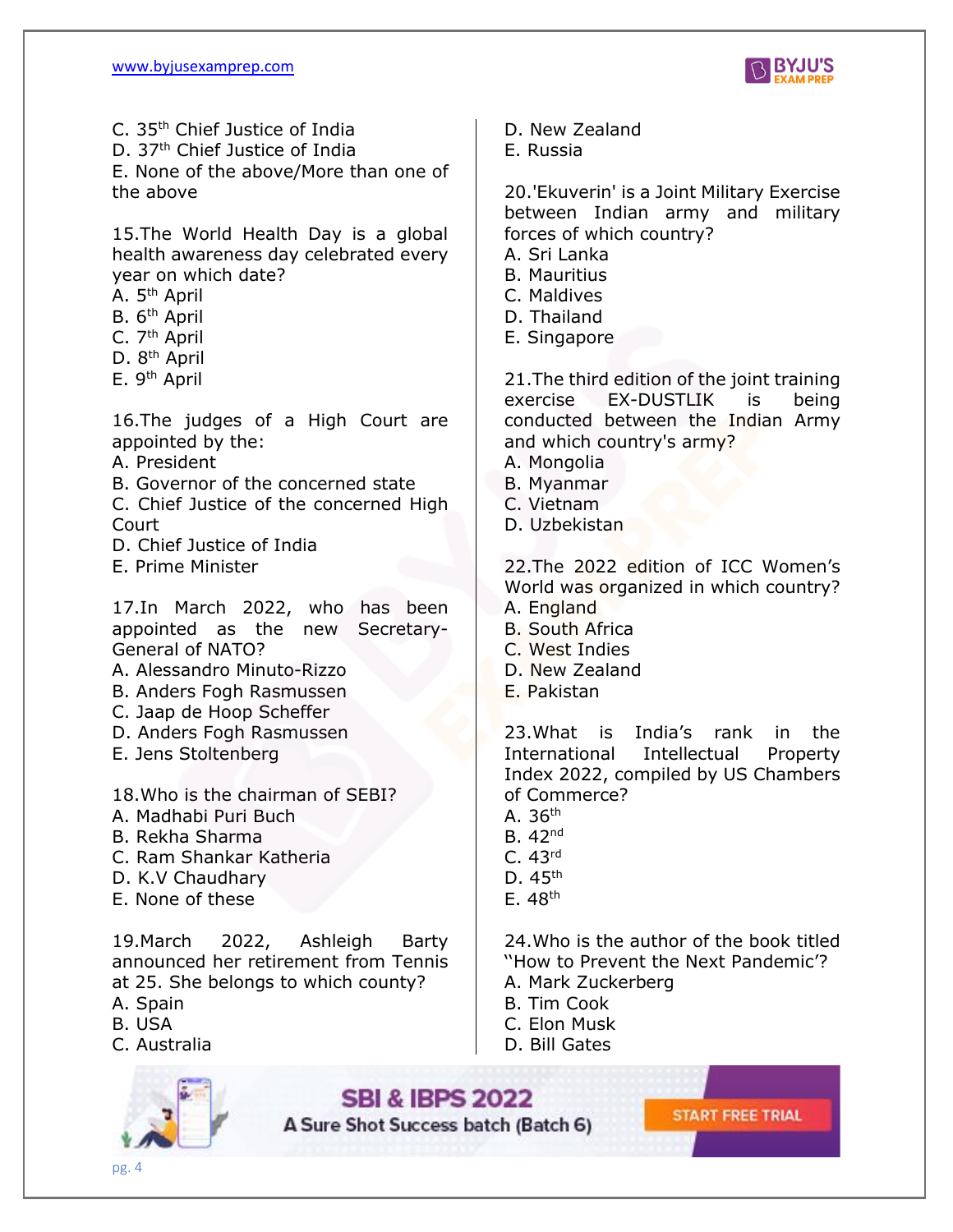C. 35th Chief Justice of India
D. 37th Chief Justice of India
E. None of the above/More than one of the above

15.The World Health Day is a global health awareness day celebrated every year on which date?
A. 5th April
B. 6th April
C. 7th April
D. 8th April
E. 9th April

16.The judges of a High Court are appointed by the:
A. President
B. Governor of the concerned state
C. Chief Justice of the concerned High Court
D. Chief Justice of India
E. Prime Minister

17.In March 2022, who has been appointed as the new Secretary-General of NATO?
A. Alessandro Minuto-Rizzo
B. Anders Fogh Rasmussen
C. Jaap de Hoop Scheffer
D. Anders Fogh Rasmussen
E. Jens Stoltenberg

18.Who is the chairman of SEBI?
A. Madhabi Puri Buch
B. Rekha Sharma
C. Ram Shankar Katheria
D. K.V Chaudhary
E. None of these

19.March 2022, Ashleigh Barty announced her retirement from Tennis at 25. She belongs to which county?
A. Spain
B. USA
C. Australia
D. New Zealand
E. Russia

20.'Ekuverin' is a Joint Military Exercise between Indian army and military forces of which country?
A. Sri Lanka
B. Mauritius
C. Maldives
D. Thailand
E. Singapore

21.The third edition of the joint training exercise EX-DUSTLIK is being conducted between the Indian Army and which country's army?
A. Mongolia
B. Myanmar
C. Vietnam
D. Uzbekistan

22.The 2022 edition of ICC Women's World was organized in which country?
A. England
B. South Africa
C. West Indies
D. New Zealand
E. Pakistan

23.What is India's rank in the International Intellectual Property Index 2022, compiled by US Chambers of Commerce?
A. 36th
B. 42nd
C. 43rd
D. 45th
E. 48th

24.Who is the author of the book titled "How to Prevent the Next Pandemic'?
A. Mark Zuckerberg
B. Tim Cook
C. Elon Musk
D. Bill Gates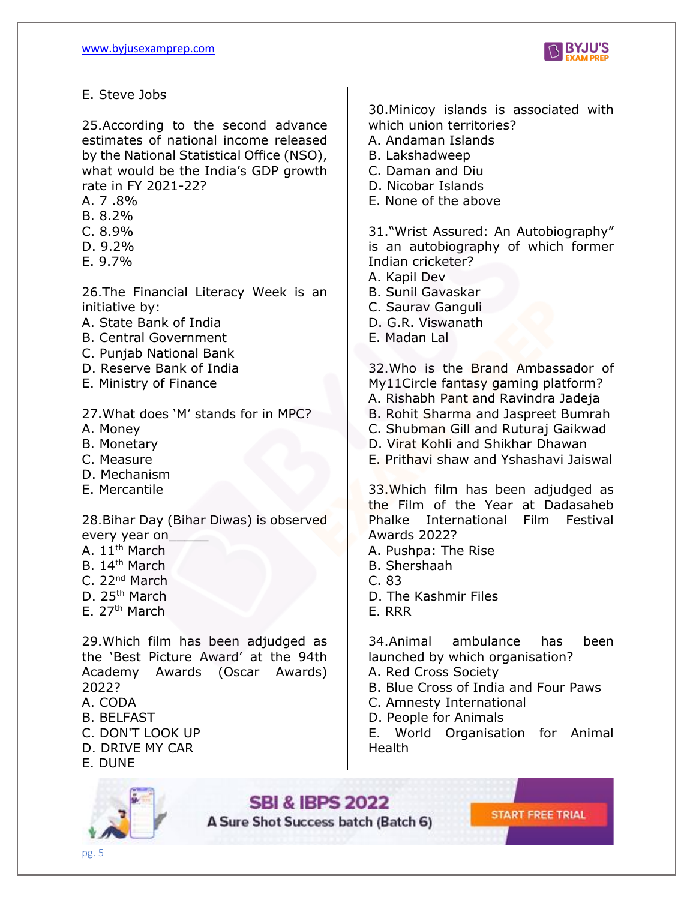E. Steve Jobs

25.According to the second advance estimates of national income released by the National Statistical Office (NSO), what would be the India's GDP growth rate in FY 2021-22?
A. 7 .8%
B. 8.2%
C. 8.9%
D. 9.2%
E. 9.7%

26.The Financial Literacy Week is an initiative by:
A. State Bank of India
B. Central Government
C. Punjab National Bank
D. Reserve Bank of India
E. Ministry of Finance

27.What does 'M' stands for in MPC?
A. Money
B. Monetary
C. Measure
D. Mechanism
E. Mercantile

28.Bihar Day (Bihar Diwas) is observed every year on_____
A. 11th March
B. 14th March
C. 22nd March
D. 25th March
E. 27th March

29.Which film has been adjudged as the 'Best Picture Award' at the 94th Academy Awards (Oscar Awards) 2022?
A. CODA
B. BELFAST
C. DON'T LOOK UP
D. DRIVE MY CAR
E. DUNE

30.Minicoy islands is associated with which union territories?
A. Andaman Islands
B. Lakshadweep
C. Daman and Diu
D. Nicobar Islands
E. None of the above

31."Wrist Assured: An Autobiography" is an autobiography of which former Indian cricketer?
A. Kapil Dev
B. Sunil Gavaskar
C. Saurav Ganguli
D. G.R. Viswanath
E. Madan Lal

32.Who is the Brand Ambassador of My11Circle fantasy gaming platform?
A. Rishabh Pant and Ravindra Jadeja
B. Rohit Sharma and Jaspreet Bumrah
C. Shubman Gill and Ruturaj Gaikwad
D. Virat Kohli and Shikhar Dhawan
E. Prithavi shaw and Yshashavi Jaiswal

33.Which film has been adjudged as the Film of the Year at Dadasaheb Phalke International Film Festival Awards 2022?
A. Pushpa: The Rise
B. Shershaah
C. 83
D. The Kashmir Files
E. RRR

34.Animal ambulance has been launched by which organisation?
A. Red Cross Society
B. Blue Cross of India and Four Paws
C. Amnesty International
D. People for Animals
E. World Organisation for Animal Health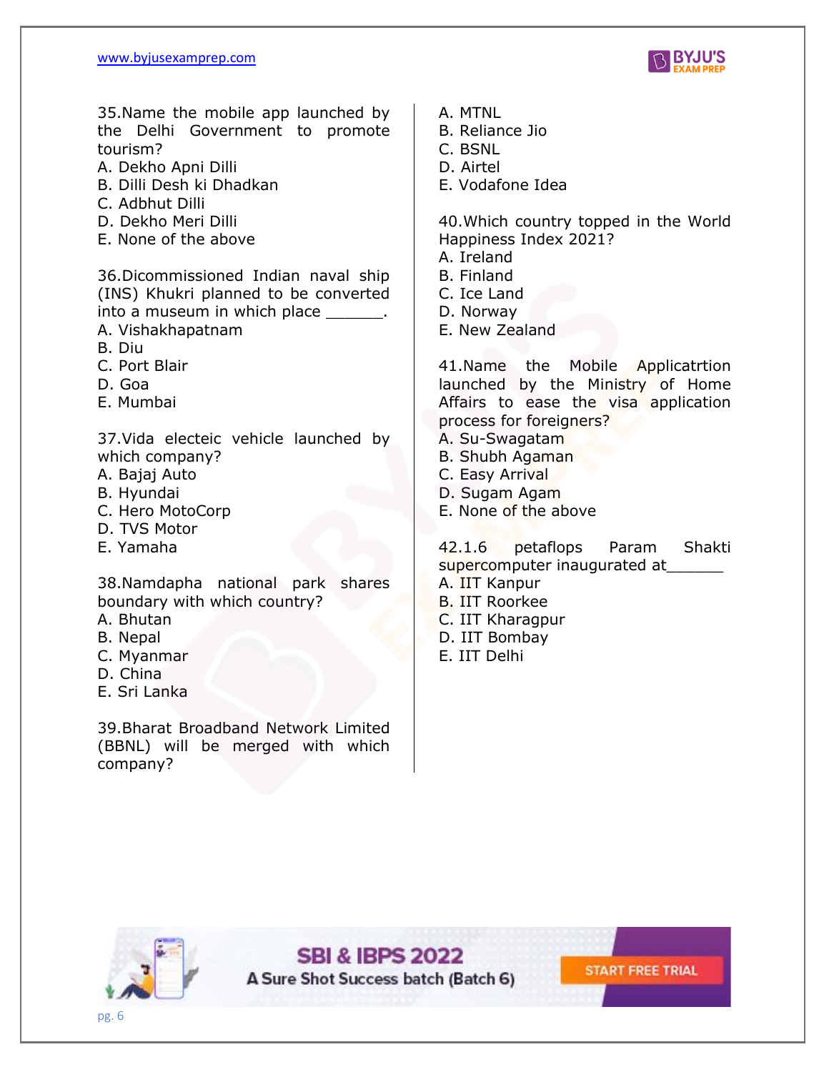35.Name the mobile app launched by the Delhi Government to promote tourism?
A. Dekho Apni Dilli
B. Dilli Desh ki Dhadkan
C. Adbhut Dilli
D. Dekho Meri Dilli
E. None of the above

36.Dicommissioned Indian naval ship (INS) Khukri planned to be converted into a museum in which place _______.
A. Vishakhapatnam
B. Diu
C. Port Blair
D. Goa
E. Mumbai

37.Vida electeic vehicle launched by which company?
A. Bajaj Auto
B. Hyundai
C. Hero MotoCorp
D. TVS Motor
E. Yamaha

38.Namdapha national park shares boundary with which country?
A. Bhutan
B. Nepal
C. Myanmar
D. China
E. Sri Lanka

39.Bharat Broadband Network Limited (BBNL) will be merged with which company?
A. MTNL
B. Reliance Jio
C. BSNL
D. Airtel
E. Vodafone Idea

40.Which country topped in the World Happiness Index 2021?
A. Ireland
B. Finland
C. Ice Land
D. Norway
E. New Zealand

41.Name the Mobile Applicatrtion launched by the Ministry of Home Affairs to ease the visa application process for foreigners?
A. Su-Swagatam
B. Shubh Agaman
C. Easy Arrival
D. Sugam Agam
E. None of the above

42.1.6 petaflops Param Shakti supercomputer inaugurated at______
A. IIT Kanpur
B. IIT Roorkee
C. IIT Kharagpur
D. IIT Bombay
E. IIT Delhi

SBI & IBPS 2022
A Sure Shot Success batch (Batch 6)
START FREE TRIAL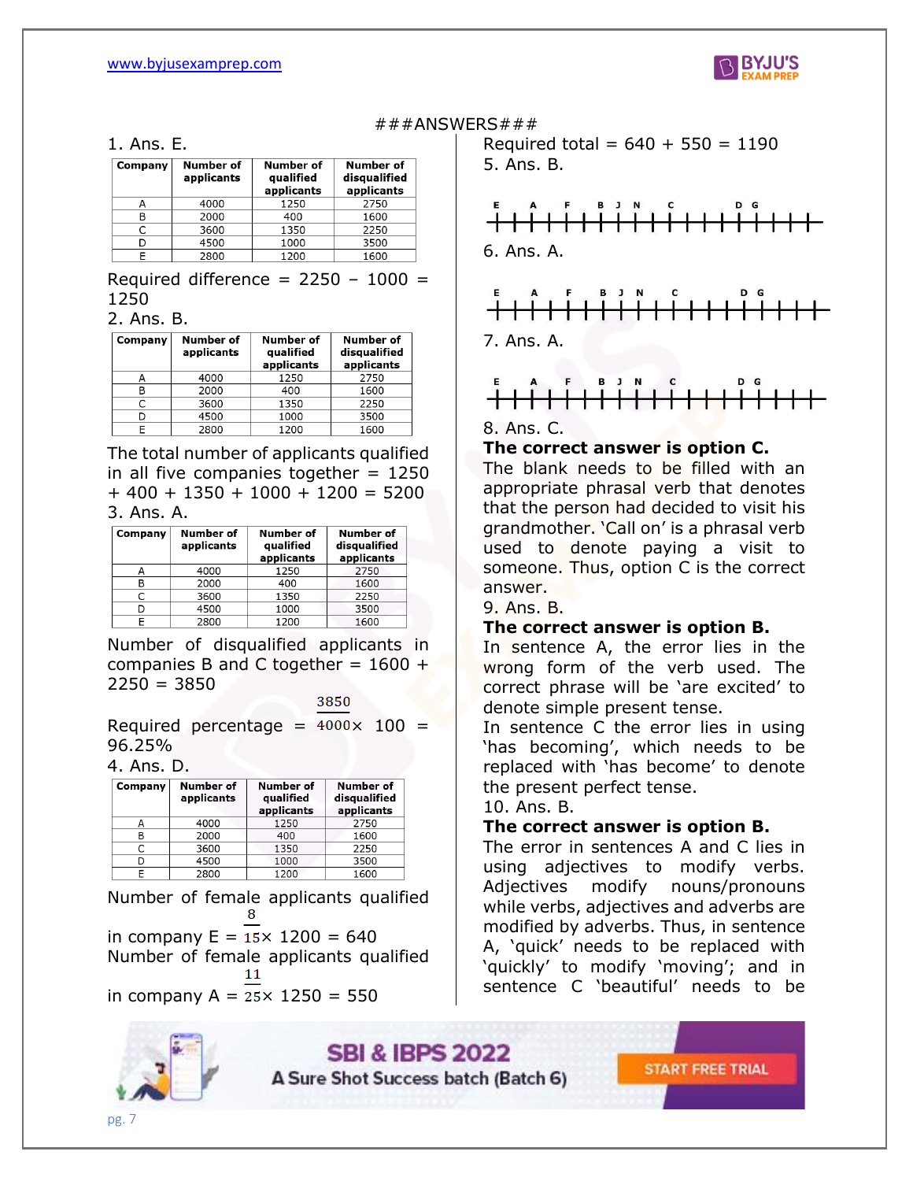###ANSWERS###

1. Ans. E.

| Company | Number of applicants | Number of qualified applicants | Number of disqualified applicants |
|---|---|---|---|
| A | 4000 | 1250 | 2750 |
| B | 2000 | 400 | 1600 |
| C | 3600 | 1350 | 2250 |
| D | 4500 | 1000 | 3500 |
| E | 2800 | 1200 | 1600 |

Required difference = 2250 – 1000 = 1250

2. Ans. B.

| Company | Number of applicants | Number of qualified applicants | Number of disqualified applicants |
|---|---|---|---|
| A | 4000 | 1250 | 2750 |
| B | 2000 | 400 | 1600 |
| C | 3600 | 1350 | 2250 |
| D | 4500 | 1000 | 3500 |
| E | 2800 | 1200 | 1600 |

The total number of applicants qualified in all five companies together = 1250 + 400 + 1350 + 1000 + 1200 = 5200

3. Ans. A.

| Company | Number of applicants | Number of qualified applicants | Number of disqualified applicants |
|---|---|---|---|
| A | 4000 | 1250 | 2750 |
| B | 2000 | 400 | 1600 |
| C | 3600 | 1350 | 2250 |
| D | 4500 | 1000 | 3500 |
| E | 2800 | 1200 | 1600 |

Number of disqualified applicants in companies B and C together = 1600 + 2250 = 3850

Required percentage = $\frac{3850}{4000} \times 100$ = 96.25%

4. Ans. D.

| Company | Number of applicants | Number of qualified applicants | Number of disqualified applicants |
|---|---|---|---|
| A | 4000 | 1250 | 2750 |
| B | 2000 | 400 | 1600 |
| C | 3600 | 1350 | 2250 |
| D | 4500 | 1000 | 3500 |
| E | 2800 | 1200 | 1600 |

Number of female applicants qualified in company E = $\frac{8}{15} \times 1200$ = 640

Number of female applicants qualified in company A = $\frac{11}{25} \times 1250$ = 550

Required total = 640 + 550 = 1190

5. Ans. B.

E A F B J N C D G

6. Ans. A.

E A F B J N C D G

7. Ans. A.

E A F B J N C D G

8. Ans. C.

**The correct answer is option C.**

The blank needs to be filled with an appropriate phrasal verb that denotes that the person had decided to visit his grandmother. 'Call on' is a phrasal verb used to denote paying a visit to someone. Thus, option C is the correct answer.

9. Ans. B.

**The correct answer is option B.**

In sentence A, the error lies in the wrong form of the verb used. The correct phrase will be 'are excited' to denote simple present tense.

In sentence C the error lies in using 'has becoming', which needs to be replaced with 'has become' to denote the present perfect tense.

10. Ans. B.

**The correct answer is option B.**

The error in sentences A and C lies in using adjectives to modify verbs. Adjectives modify nouns/pronouns while verbs, adjectives and adverbs are modified by adverbs. Thus, in sentence A, 'quick' needs to be replaced with 'quickly' to modify 'moving'; and in sentence C 'beautiful' needs to be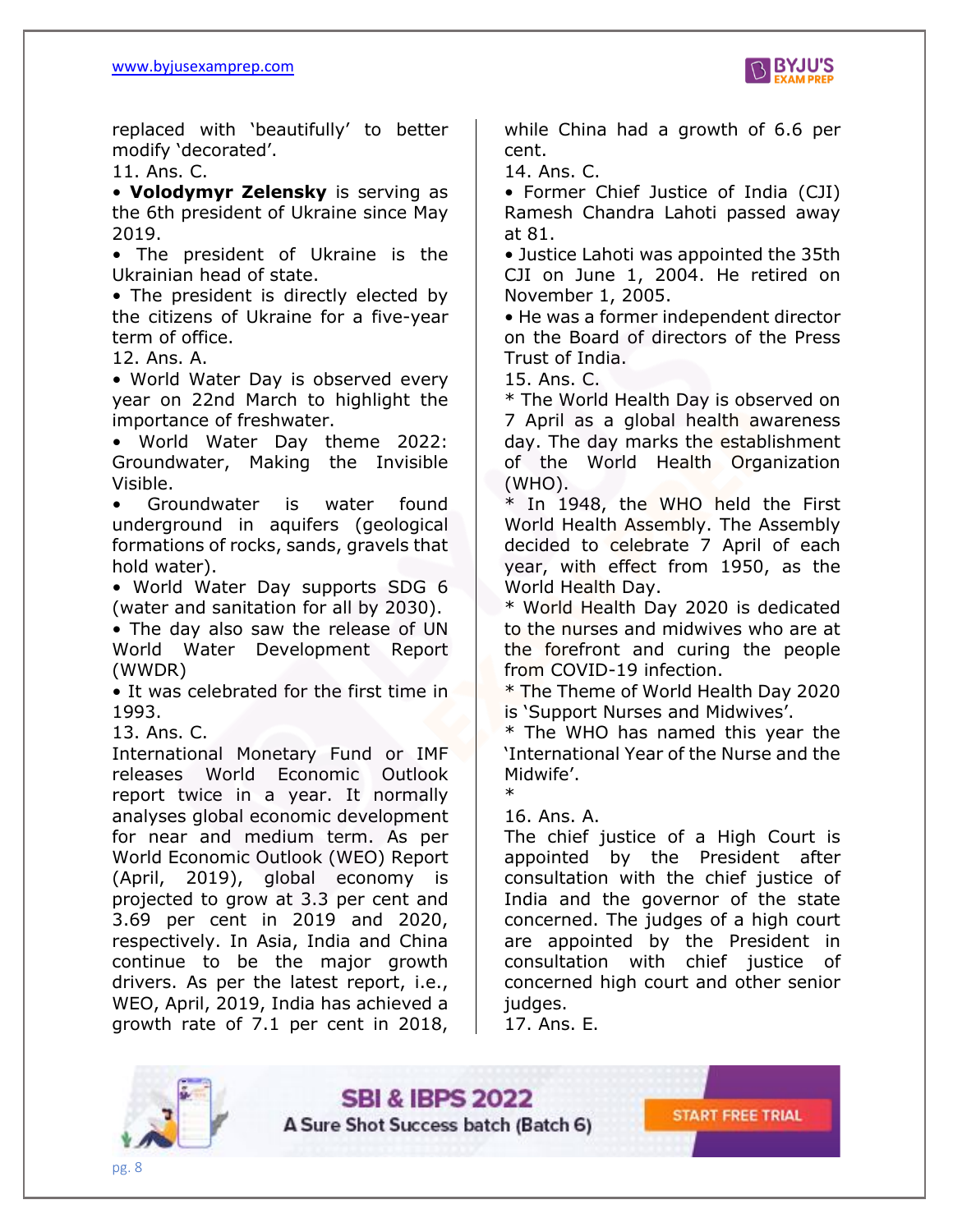replaced with 'beautifully' to better modify 'decorated'.

11. Ans. C.

• **Volodymyr Zelensky** is serving as the 6th president of Ukraine since May 2019.

• The president of Ukraine is the Ukrainian head of state.

• The president is directly elected by the citizens of Ukraine for a five-year term of office.

12. Ans. A.

• World Water Day is observed every year on 22nd March to highlight the importance of freshwater.

• World Water Day theme 2022: Groundwater, Making the Invisible Visible.

• Groundwater is water found underground in aquifers (geological formations of rocks, sands, gravels that hold water).

• World Water Day supports SDG 6 (water and sanitation for all by 2030).

• The day also saw the release of UN World Water Development Report (WWDR)

• It was celebrated for the first time in 1993.

13. Ans. C.

International Monetary Fund or IMF releases World Economic Outlook report twice in a year. It normally analyses global economic development for near and medium term. As per World Economic Outlook (WEO) Report (April, 2019), global economy is projected to grow at 3.3 per cent and 3.69 per cent in 2019 and 2020, respectively. In Asia, India and China continue to be the major growth drivers. As per the latest report, i.e., WEO, April, 2019, India has achieved a growth rate of 7.1 per cent in 2018, while China had a growth of 6.6 per cent.

14. Ans. C.

• Former Chief Justice of India (CJI) Ramesh Chandra Lahoti passed away at 81.

• Justice Lahoti was appointed the 35th CJI on June 1, 2004. He retired on November 1, 2005.

• He was a former independent director on the Board of directors of the Press Trust of India.

15. Ans. C.

* The World Health Day is observed on 7 April as a global health awareness day. The day marks the establishment of the World Health Organization (WHO).

* In 1948, the WHO held the First World Health Assembly. The Assembly decided to celebrate 7 April of each year, with effect from 1950, as the World Health Day.

* World Health Day 2020 is dedicated to the nurses and midwives who are at the forefront and curing the people from COVID-19 infection.

* The Theme of World Health Day 2020 is 'Support Nurses and Midwives'.

* The WHO has named this year the 'International Year of the Nurse and the Midwife'.

*

16. Ans. A.

The chief justice of a High Court is appointed by the President after consultation with the chief justice of India and the governor of the state concerned. The judges of a high court are appointed by the President in consultation with chief justice of concerned high court and other senior judges.

17. Ans. E.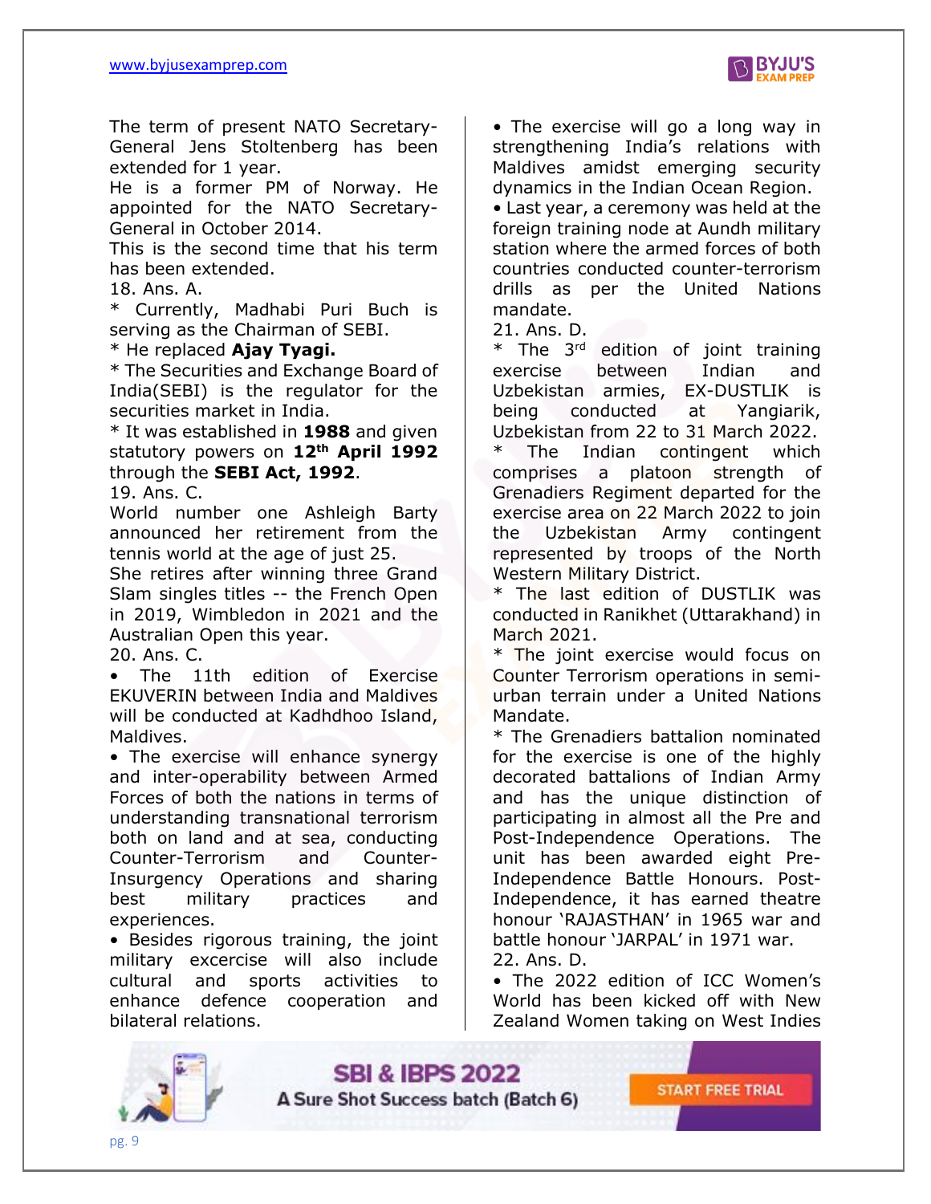The term of present NATO Secretary-General Jens Stoltenberg has been extended for 1 year.
He is a former PM of Norway. He appointed for the NATO Secretary-General in October 2014.
This is the second time that his term has been extended.

18. Ans. A.

* Currently, Madhabi Puri Buch is serving as the Chairman of SEBI.
* He replaced **Ajay Tyagi.**
* The Securities and Exchange Board of India(SEBI) is the regulator for the securities market in India.
* It was established in **1988** and given statutory powers on **12th April 1992** through the **SEBI Act, 1992**.

19. Ans. C.

World number one Ashleigh Barty announced her retirement from the tennis world at the age of just 25.
She retires after winning three Grand Slam singles titles -- the French Open in 2019, Wimbledon in 2021 and the Australian Open this year.

20. Ans. C.

- The 11th edition of Exercise EKUVERIN between India and Maldives will be conducted at Kadhdhoo Island, Maldives.
- The exercise will enhance synergy and inter-operability between Armed Forces of both the nations in terms of understanding transnational terrorism both on land and at sea, conducting Counter-Terrorism and Counter-Insurgency Operations and sharing best military practices and experiences.
- Besides rigorous training, the joint military excercise will also include cultural and sports activities to enhance defence cooperation and bilateral relations.
- The exercise will go a long way in strengthening India's relations with Maldives amidst emerging security dynamics in the Indian Ocean Region.
- Last year, a ceremony was held at the foreign training node at Aundh military station where the armed forces of both countries conducted counter-terrorism drills as per the United Nations mandate.

21. Ans. D.

* The 3rd edition of joint training exercise between Indian and Uzbekistan armies, EX-DUSTLIK is being conducted at Yangiarik, Uzbekistan from 22 to 31 March 2022.
* The Indian contingent which comprises a platoon strength of Grenadiers Regiment departed for the exercise area on 22 March 2022 to join the Uzbekistan Army contingent represented by troops of the North Western Military District.
* The last edition of DUSTLIK was conducted in Ranikhet (Uttarakhand) in March 2021.
* The joint exercise would focus on Counter Terrorism operations in semi-urban terrain under a United Nations Mandate.
* The Grenadiers battalion nominated for the exercise is one of the highly decorated battalions of Indian Army and has the unique distinction of participating in almost all the Pre and Post-Independence Operations. The unit has been awarded eight Pre-Independence Battle Honours. Post-Independence, it has earned theatre honour 'RAJASTHAN' in 1965 war and battle honour 'JARPAL' in 1971 war.

22. Ans. D.

- The 2022 edition of ICC Women's World has been kicked off with New Zealand Women taking on West Indies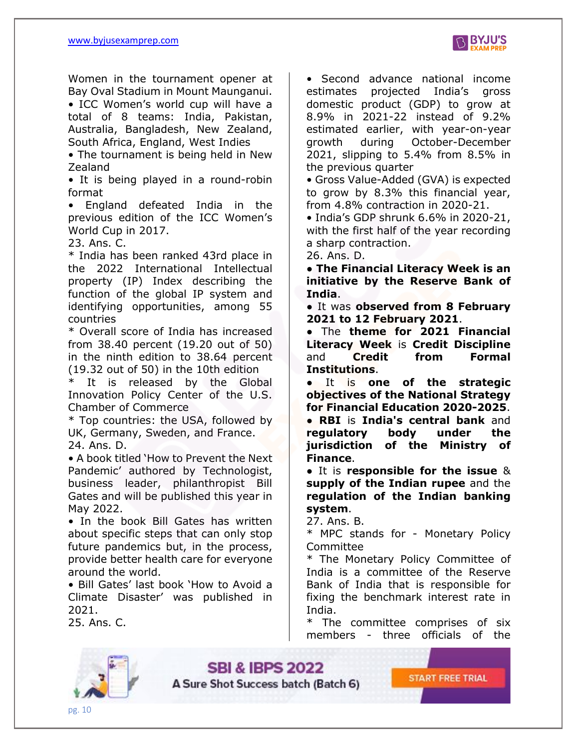Women in the tournament opener at Bay Oval Stadium in Mount Maunganui.

• ICC Women's world cup will have a total of 8 teams: India, Pakistan, Australia, Bangladesh, New Zealand, South Africa, England, West Indies
• The tournament is being held in New Zealand
• It is being played in a round-robin format
• England defeated India in the previous edition of the ICC Women's World Cup in 2017.

23. Ans. C.

* India has been ranked 43rd place in the 2022 International Intellectual property (IP) Index describing the function of the global IP system and identifying opportunities, among 55 countries
* Overall score of India has increased from 38.40 percent (19.20 out of 50) in the ninth edition to 38.64 percent (19.32 out of 50) in the 10th edition
* It is released by the Global Innovation Policy Center of the U.S. Chamber of Commerce
* Top countries: the USA, followed by UK, Germany, Sweden, and France.

24. Ans. D.

• A book titled 'How to Prevent the Next Pandemic' authored by Technologist, business leader, philanthropist Bill Gates and will be published this year in May 2022.
• In the book Bill Gates has written about specific steps that can only stop future pandemics but, in the process, provide better health care for everyone around the world.
• Bill Gates' last book 'How to Avoid a Climate Disaster' was published in 2021.

25. Ans. C.

• Second advance national income estimates projected India's gross domestic product (GDP) to grow at 8.9% in 2021-22 instead of 9.2% estimated earlier, with year-on-year growth during October-December 2021, slipping to 5.4% from 8.5% in the previous quarter
• Gross Value-Added (GVA) is expected to grow by 8.3% this financial year, from 4.8% contraction in 2020-21.
• India's GDP shrunk 6.6% in 2020-21, with the first half of the year recording a sharp contraction.

26. Ans. D.

• **The Financial Literacy Week is an initiative by the Reserve Bank of India**.
• It was **observed from 8 February 2021 to 12 February 2021**.
• The **theme for 2021 Financial Literacy Week** is **Credit Discipline** and **Credit from Formal Institutions**.
• It is **one of the strategic objectives of the National Strategy for Financial Education 2020-2025**.
• **RBI** is **India's central bank** and **regulatory body under the jurisdiction of the Ministry of Finance**.
• It is **responsible for the issue** & **supply of the Indian rupee** and the **regulation of the Indian banking system**.

27. Ans. B.

* MPC stands for - Monetary Policy Committee
* The Monetary Policy Committee of India is a committee of the Reserve Bank of India that is responsible for fixing the benchmark interest rate in India.
* The committee comprises of six members - three officials of the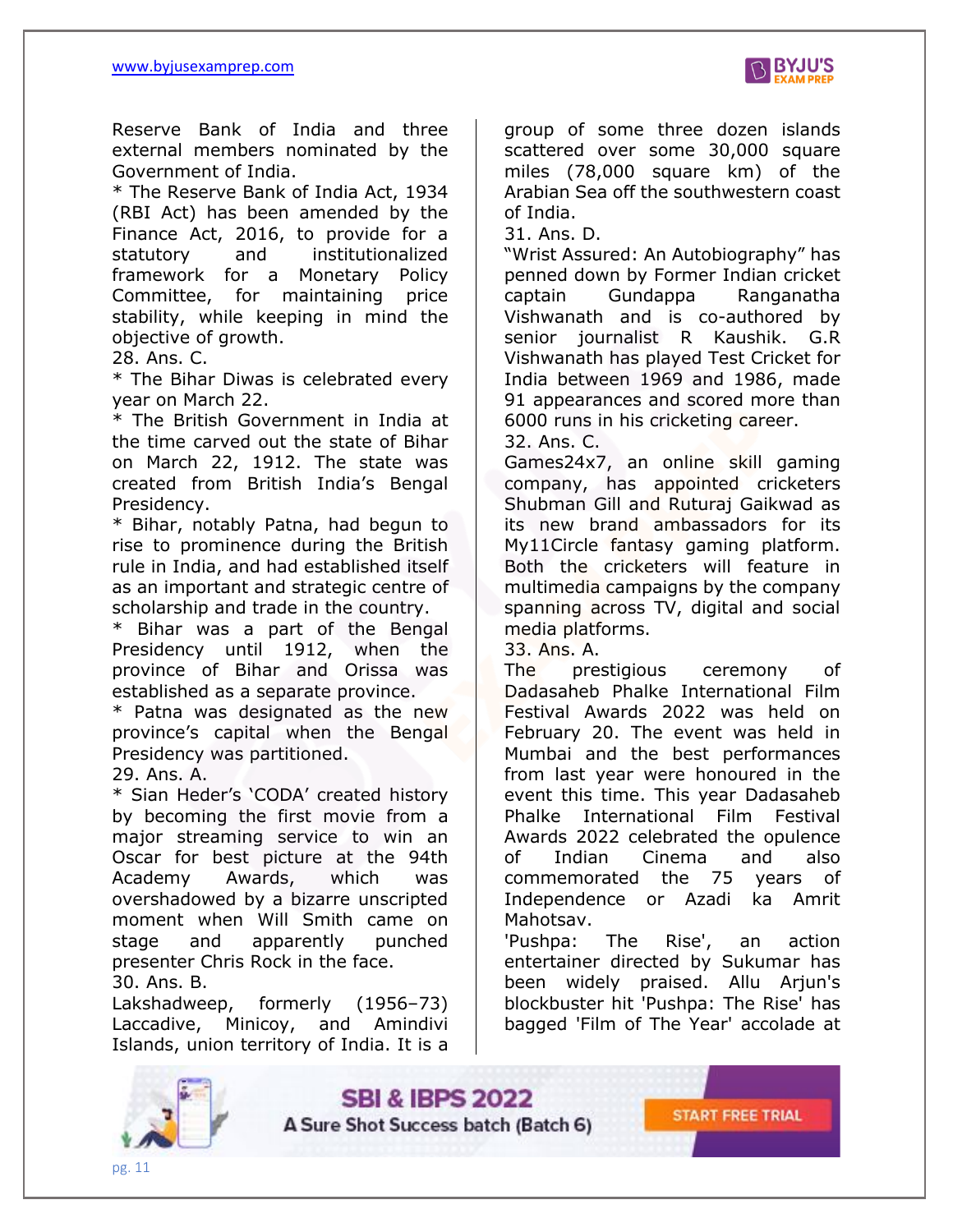Reserve Bank of India and three external members nominated by the Government of India.

* The Reserve Bank of India Act, 1934 (RBI Act) has been amended by the Finance Act, 2016, to provide for a statutory and institutionalized framework for a Monetary Policy Committee, for maintaining price stability, while keeping in mind the objective of growth.

28. Ans. C.

* The Bihar Diwas is celebrated every year on March 22.
* The British Government in India at the time carved out the state of Bihar on March 22, 1912. The state was created from British India's Bengal Presidency.
* Bihar, notably Patna, had begun to rise to prominence during the British rule in India, and had established itself as an important and strategic centre of scholarship and trade in the country.
* Bihar was a part of the Bengal Presidency until 1912, when the province of Bihar and Orissa was established as a separate province.
* Patna was designated as the new province's capital when the Bengal Presidency was partitioned.

29. Ans. A.

* Sian Heder's 'CODA' created history by becoming the first movie from a major streaming service to win an Oscar for best picture at the 94th Academy Awards, which was overshadowed by a bizarre unscripted moment when Will Smith came on stage and apparently punched presenter Chris Rock in the face.

30. Ans. B.

Lakshadweep, formerly (1956–73) Laccadive, Minicoy, and Amindivi Islands, union territory of India. It is a group of some three dozen islands scattered over some 30,000 square miles (78,000 square km) of the Arabian Sea off the southwestern coast of India.

31. Ans. D.

"Wrist Assured: An Autobiography" has penned down by Former Indian cricket captain Gundappa Ranganatha Vishwanath and is co-authored by senior journalist R Kaushik. G.R Vishwanath has played Test Cricket for India between 1969 and 1986, made 91 appearances and scored more than 6000 runs in his cricketing career.

32. Ans. C.

Games24x7, an online skill gaming company, has appointed cricketers Shubman Gill and Ruturaj Gaikwad as its new brand ambassadors for its My11Circle fantasy gaming platform. Both the cricketers will feature in multimedia campaigns by the company spanning across TV, digital and social media platforms.

33. Ans. A.

The prestigious ceremony of Dadasaheb Phalke International Film Festival Awards 2022 was held on February 20. The event was held in Mumbai and the best performances from last year were honoured in the event this time. This year Dadasaheb Phalke International Film Festival Awards 2022 celebrated the opulence of Indian Cinema and also commemorated the 75 years of Independence or Azadi ka Amrit Mahotsav.

'Pushpa: The Rise', an action entertainer directed by Sukumar has been widely praised. Allu Arjun's blockbuster hit 'Pushpa: The Rise' has bagged 'Film of The Year' accolade at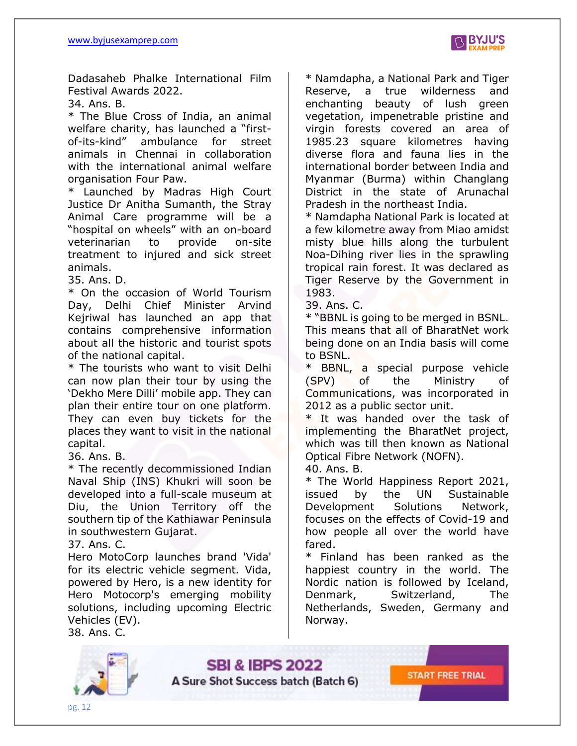Dadasaheb Phalke International Film Festival Awards 2022.

34. Ans. B.

* The Blue Cross of India, an animal welfare charity, has launched a "first-of-its-kind" ambulance for street animals in Chennai in collaboration with the international animal welfare organisation Four Paw.

* Launched by Madras High Court Justice Dr Anitha Sumanth, the Stray Animal Care programme will be a "hospital on wheels" with an on-board veterinarian to provide on-site treatment to injured and sick street animals.

35. Ans. D.

* On the occasion of World Tourism Day, Delhi Chief Minister Arvind Kejriwal has launched an app that contains comprehensive information about all the historic and tourist spots of the national capital.

* The tourists who want to visit Delhi can now plan their tour by using the 'Dekho Mere Dilli' mobile app. They can plan their entire tour on one platform. They can even buy tickets for the places they want to visit in the national capital.

36. Ans. B.

* The recently decommissioned Indian Naval Ship (INS) Khukri will soon be developed into a full-scale museum at Diu, the Union Territory off the southern tip of the Kathiawar Peninsula in southwestern Gujarat.

37. Ans. C.

Hero MotoCorp launches brand 'Vida' for its electric vehicle segment. Vida, powered by Hero, is a new identity for Hero Motocorp's emerging mobility solutions, including upcoming Electric Vehicles (EV).

38. Ans. C.

* Namdapha, a National Park and Tiger Reserve, a true wilderness and enchanting beauty of lush green vegetation, impenetrable pristine and virgin forests covered an area of 1985.23 square kilometres having diverse flora and fauna lies in the international border between India and Myanmar (Burma) within Changlang District in the state of Arunachal Pradesh in the northeast India.

* Namdapha National Park is located at a few kilometre away from Miao amidst misty blue hills along the turbulent Noa-Dihing river lies in the sprawling tropical rain forest. It was declared as Tiger Reserve by the Government in 1983.

39. Ans. C.

* "BBNL is going to be merged in BSNL. This means that all of BharatNet work being done on an India basis will come to BSNL.

* BBNL, a special purpose vehicle (SPV) of the Ministry of Communications, was incorporated in 2012 as a public sector unit.

* It was handed over the task of implementing the BharatNet project, which was till then known as National Optical Fibre Network (NOFN).

40. Ans. B.

* The World Happiness Report 2021, issued by the UN Sustainable Development Solutions Network, focuses on the effects of Covid-19 and how people all over the world have fared.

* Finland has been ranked as the happiest country in the world. The Nordic nation is followed by Iceland, Denmark, Switzerland, The Netherlands, Sweden, Germany and Norway.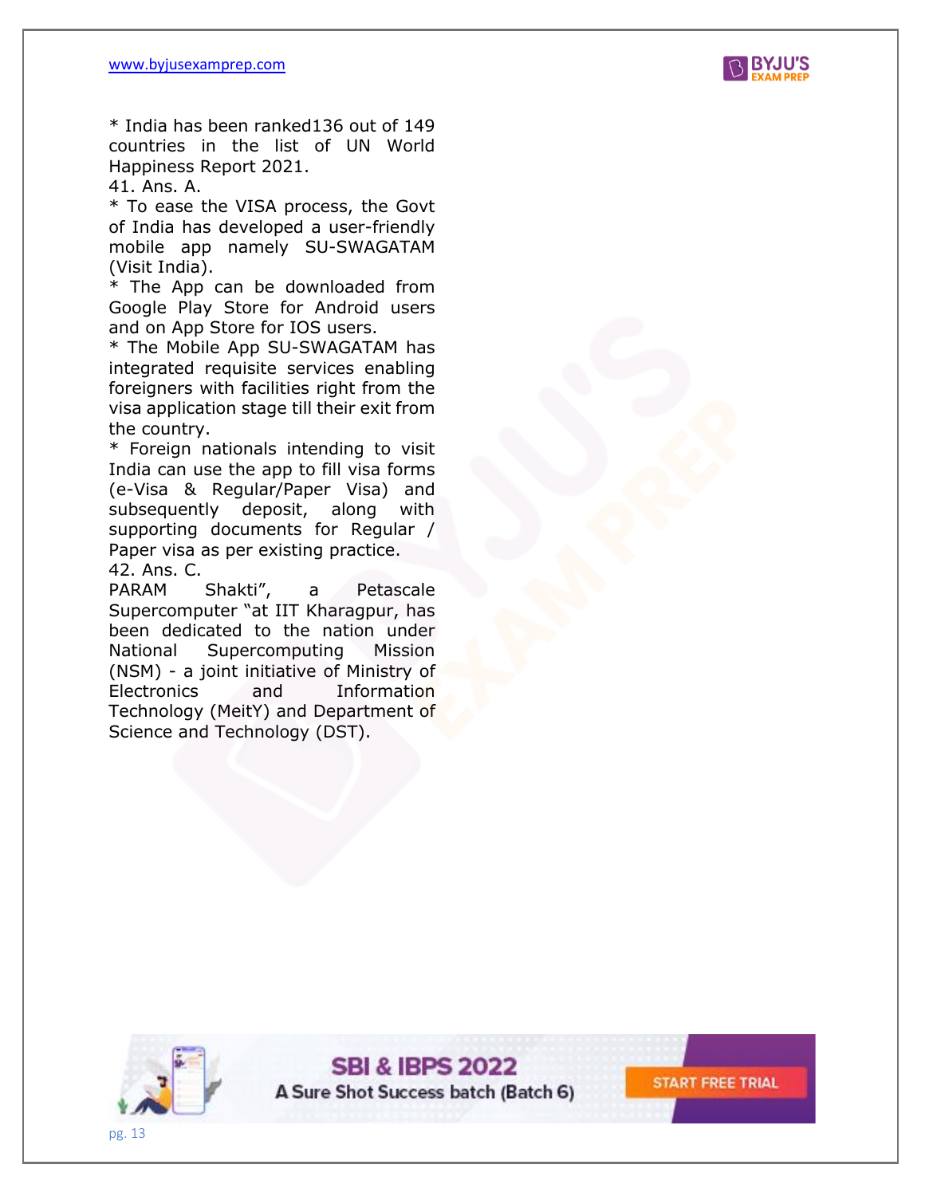* India has been ranked136 out of 149 countries in the list of UN World Happiness Report 2021.

41. Ans. A.

* To ease the VISA process, the Govt of India has developed a user-friendly mobile app namely SU-SWAGATAM (Visit India).
* The App can be downloaded from Google Play Store for Android users and on App Store for IOS users.
* The Mobile App SU-SWAGATAM has integrated requisite services enabling foreigners with facilities right from the visa application stage till their exit from the country.
* Foreign nationals intending to visit India can use the app to fill visa forms (e-Visa & Regular/Paper Visa) and subsequently deposit, along with supporting documents for Regular / Paper visa as per existing practice.

42. Ans. C.

PARAM Shakti", a Petascale Supercomputer "at IIT Kharagpur, has been dedicated to the nation under National Supercomputing Mission (NSM) - a joint initiative of Ministry of Electronics and Information Technology (MeitY) and Department of Science and Technology (DST).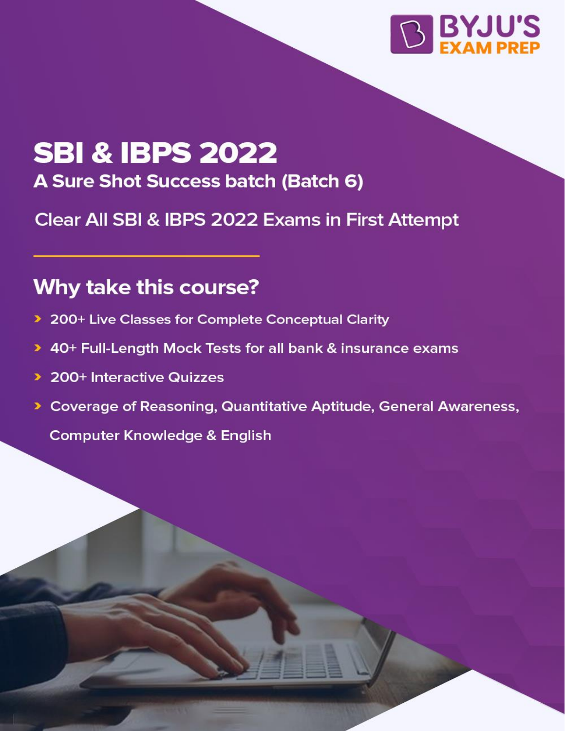BYJU'S EXAM PREP

# SBI & IBPS 2022

### A Sure Shot Success batch (Batch 6)

Clear All SBI & IBPS 2022 Exams in First Attempt

## Why take this course?

- 200+ Live Classes for Complete Conceptual Clarity
- 40+ Full-Length Mock Tests for all bank & insurance exams
- 200+ Interactive Quizzes
- Coverage of Reasoning, Quantitative Aptitude, General Awareness, Computer Knowledge & English